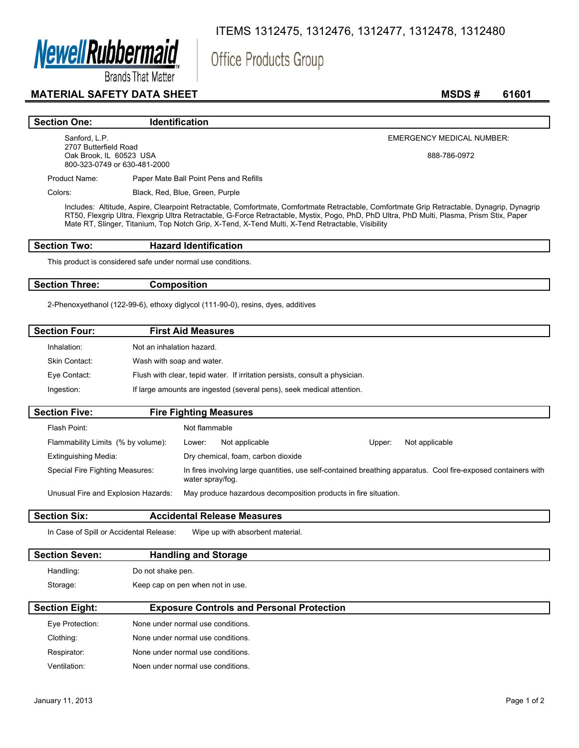ITEMS 1312475, 1312476, 1312477, 1312478, 1312480

Newell Rubbermaid
Brands That Matter

Office Products Group

# MATERIAL SAFETY DATA SHEET

**MSDS # 61601**

## Section One: Identification

Sanford, L.P.
2707 Butterfield Road
Oak Brook, IL 60523 USA
800-323-0749 or 630-481-2000

EMERGENCY MEDICAL NUMBER:

888-786-0972

Product Name: Paper Mate Ball Point Pens and Refills

Colors: Black, Red, Blue, Green, Purple

Includes: Altitude, Aspire, Clearpoint Retractable, Comfortmate, Comfortmate Retractable, Comfortmate Grip Retractable, Dynagrip, Dynagrip RT50, Flexgrip Ultra, Flexgrip Ultra Retractable, G-Force Retractable, Mystix, Pogo, PhD, PhD Ultra, PhD Multi, Plasma, Prism Stix, Paper Mate RT, Slinger, Titanium, Top Notch Grip, X-Tend, X-Tend Multi, X-Tend Retractable, Visibility

## Section Two: Hazard Identification

This product is considered safe under normal use conditions.

## Section Three: Composition

2-Phenoxyethanol (122-99-6), ethoxy diglycol (111-90-0), resins, dyes, additives

## Section Four: First Aid Measures

Inhalation: Not an inhalation hazard.

Skin Contact: Wash with soap and water.

Eye Contact: Flush with clear, tepid water. If irritation persists, consult a physician.

Ingestion: If large amounts are ingested (several pens), seek medical attention.

## Section Five: Fire Fighting Measures

Flash Point: Not flammable

Flammability Limits (% by volume): Lower: Not applicable Upper: Not applicable

Extinguishing Media: Dry chemical, foam, carbon dioxide

Special Fire Fighting Measures: In fires involving large quantities, use self-contained breathing apparatus. Cool fire-exposed containers with water spray/fog.

Unusual Fire and Explosion Hazards: May produce hazardous decomposition products in fire situation.

## Section Six: Accidental Release Measures

In Case of Spill or Accidental Release: Wipe up with absorbent material.

## Section Seven: Handling and Storage

Handling: Do not shake pen.

Storage: Keep cap on pen when not in use.

## Section Eight: Exposure Controls and Personal Protection

Eye Protection: None under normal use conditions.

Clothing: None under normal use conditions.

Respirator: None under normal use conditions.

Ventilation: Noen under normal use conditions.

January 11, 2013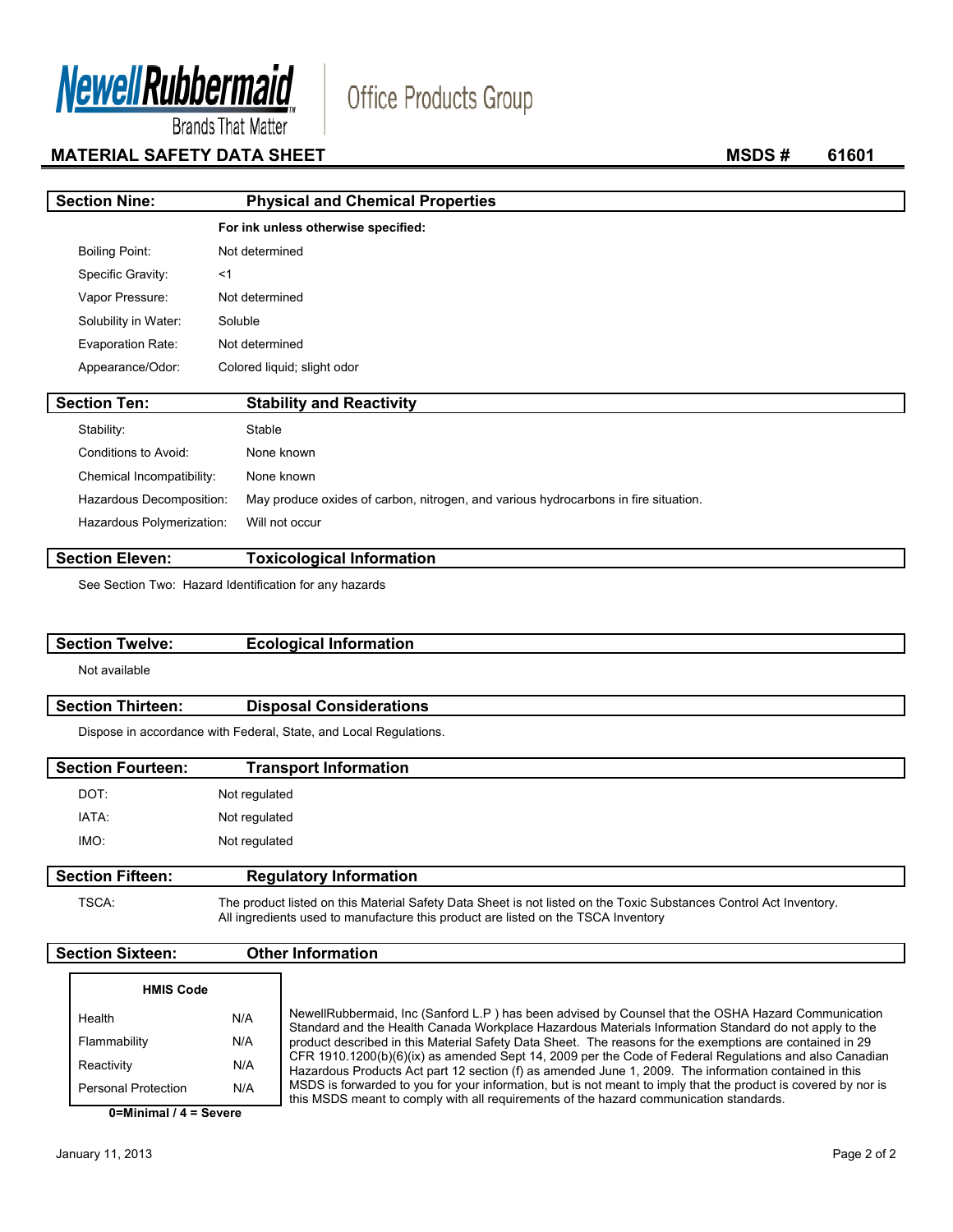NewellRubbermaid
Brands That Matter

Office Products Group

# MATERIAL SAFETY DATA SHEET

**MSDS # 61601**

## Section Nine: Physical and Chemical Properties

**For ink unless otherwise specified:**

| | |
|---|---|
| Boiling Point: | Not determined |
| Specific Gravity: | <1 |
| Vapor Pressure: | Not determined |
| Solubility in Water: | Soluble |
| Evaporation Rate: | Not determined |
| Appearance/Odor: | Colored liquid; slight odor |

## Section Ten: Stability and Reactivity

| | |
|---|---|
| Stability: | Stable |
| Conditions to Avoid: | None known |
| Chemical Incompatibility: | None known |
| Hazardous Decomposition: | May produce oxides of carbon, nitrogen, and various hydrocarbons in fire situation. |
| Hazardous Polymerization: | Will not occur |

## Section Eleven: Toxicological Information

See Section Two: Hazard Identification for any hazards

## Section Twelve: Ecological Information

Not available

## Section Thirteen: Disposal Considerations

Dispose in accordance with Federal, State, and Local Regulations.

## Section Fourteen: Transport Information

| | |
|---|---|
| DOT: | Not regulated |
| IATA: | Not regulated |
| IMO: | Not regulated |

## Section Fifteen: Regulatory Information

TSCA: The product listed on this Material Safety Data Sheet is not listed on the Toxic Substances Control Act Inventory. All ingredients used to manufacture this product are listed on the TSCA Inventory

## Section Sixteen: Other Information

| HMIS Code | |
|---|---|
| Health | N/A |
| Flammability | N/A |
| Reactivity | N/A |
| Personal Protection | N/A |

**0=Minimal / 4 = Severe**

NewellRubbermaid, Inc (Sanford L.P ) has been advised by Counsel that the OSHA Hazard Communication Standard and the Health Canada Workplace Hazardous Materials Information Standard do not apply to the product described in this Material Safety Data Sheet. The reasons for the exemptions are contained in 29 CFR 1910.1200(b)(6)(ix) as amended Sept 14, 2009 per the Code of Federal Regulations and also Canadian Hazardous Products Act part 12 section (f) as amended June 1, 2009. The information contained in this MSDS is forwarded to you for your information, but is not meant to imply that the product is covered by nor is this MSDS meant to comply with all requirements of the hazard communication standards.

January 11, 2013